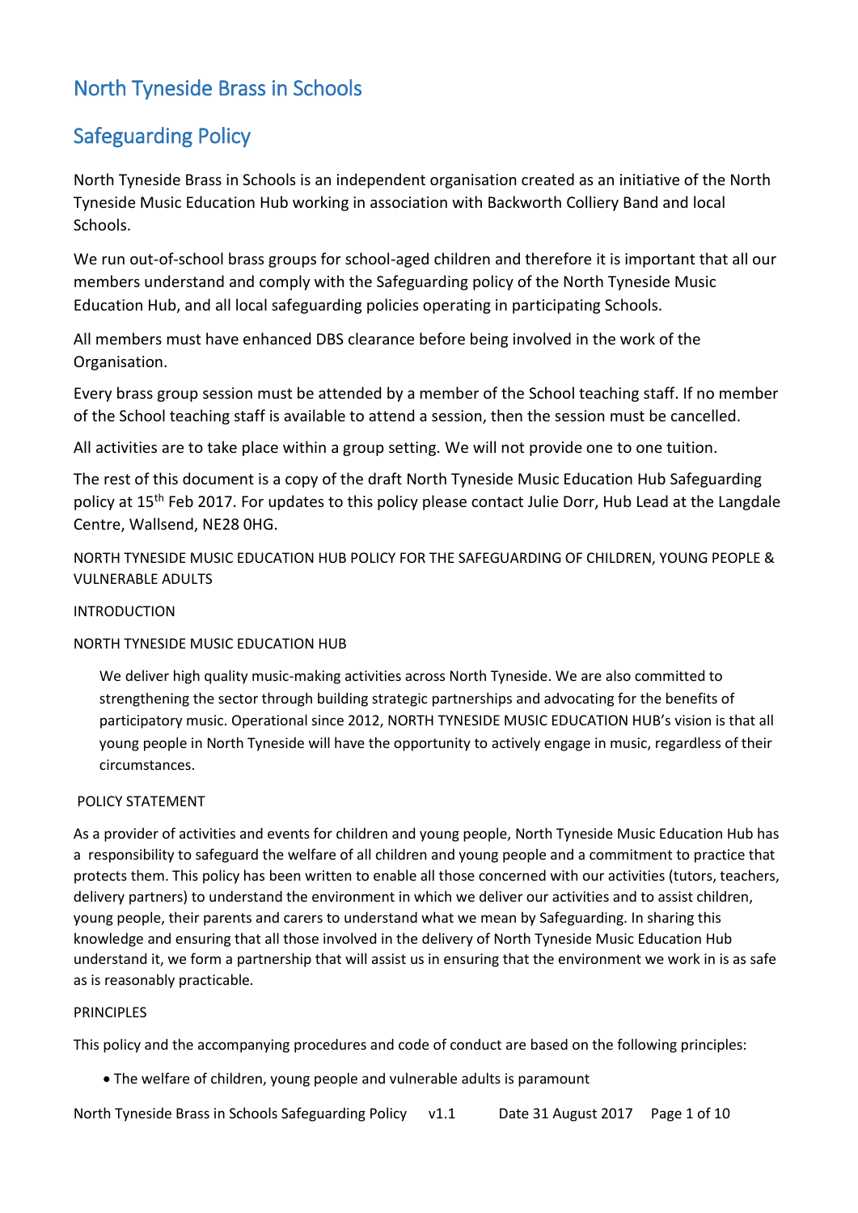# North Tyneside Brass in Schools

## Safeguarding Policy

North Tyneside Brass in Schools is an independent organisation created as an initiative of the North Tyneside Music Education Hub working in association with Backworth Colliery Band and local Schools.

We run out-of-school brass groups for school-aged children and therefore it is important that all our members understand and comply with the Safeguarding policy of the North Tyneside Music Education Hub, and all local safeguarding policies operating in participating Schools.

All members must have enhanced DBS clearance before being involved in the work of the Organisation.

Every brass group session must be attended by a member of the School teaching staff. If no member of the School teaching staff is available to attend a session, then the session must be cancelled.

All activities are to take place within a group setting. We will not provide one to one tuition.

The rest of this document is a copy of the draft North Tyneside Music Education Hub Safeguarding policy at 15th Feb 2017. For updates to this policy please contact Julie Dorr, Hub Lead at the Langdale Centre, Wallsend, NE28 0HG.

NORTH TYNESIDE MUSIC EDUCATION HUB POLICY FOR THE SAFEGUARDING OF CHILDREN, YOUNG PEOPLE & VULNERABLE ADULTS

INTRODUCTION

NORTH TYNESIDE MUSIC EDUCATION HUB

> We deliver high quality music-making activities across North Tyneside. We are also committed to strengthening the sector through building strategic partnerships and advocating for the benefits of participatory music. Operational since 2012, NORTH TYNESIDE MUSIC EDUCATION HUB's vision is that all young people in North Tyneside will have the opportunity to actively engage in music, regardless of their circumstances.

POLICY STATEMENT

As a provider of activities and events for children and young people, North Tyneside Music Education Hub has a responsibility to safeguard the welfare of all children and young people and a commitment to practice that protects them. This policy has been written to enable all those concerned with our activities (tutors, teachers, delivery partners) to understand the environment in which we deliver our activities and to assist children, young people, their parents and carers to understand what we mean by Safeguarding. In sharing this knowledge and ensuring that all those involved in the delivery of North Tyneside Music Education Hub understand it, we form a partnership that will assist us in ensuring that the environment we work in is as safe as is reasonably practicable.

PRINCIPLES

This policy and the accompanying procedures and code of conduct are based on the following principles:

- The welfare of children, young people and vulnerable adults is paramount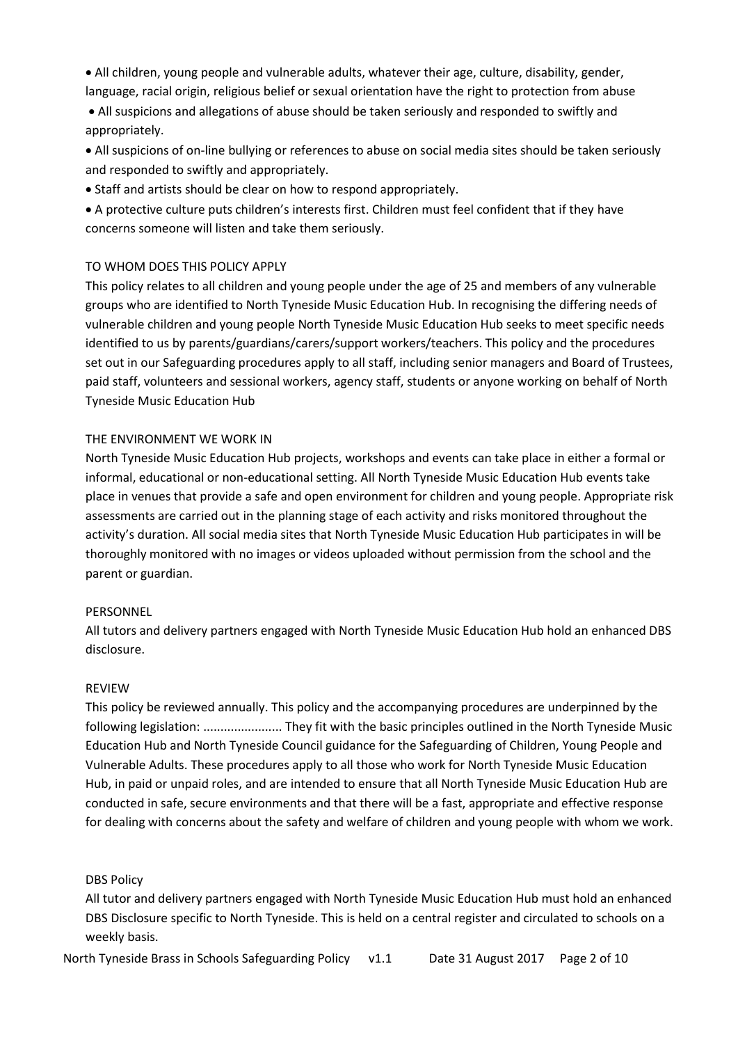- All children, young people and vulnerable adults, whatever their age, culture, disability, gender, language, racial origin, religious belief or sexual orientation have the right to protection from abuse
- All suspicions and allegations of abuse should be taken seriously and responded to swiftly and appropriately.
- All suspicions of on-line bullying or references to abuse on social media sites should be taken seriously and responded to swiftly and appropriately.
- Staff and artists should be clear on how to respond appropriately.
- A protective culture puts children's interests first. Children must feel confident that if they have concerns someone will listen and take them seriously.

## TO WHOM DOES THIS POLICY APPLY

This policy relates to all children and young people under the age of 25 and members of any vulnerable groups who are identified to North Tyneside Music Education Hub. In recognising the differing needs of vulnerable children and young people North Tyneside Music Education Hub seeks to meet specific needs identified to us by parents/guardians/carers/support workers/teachers. This policy and the procedures set out in our Safeguarding procedures apply to all staff, including senior managers and Board of Trustees, paid staff, volunteers and sessional workers, agency staff, students or anyone working on behalf of North Tyneside Music Education Hub

## THE ENVIRONMENT WE WORK IN

North Tyneside Music Education Hub projects, workshops and events can take place in either a formal or informal, educational or non-educational setting. All North Tyneside Music Education Hub events take place in venues that provide a safe and open environment for children and young people. Appropriate risk assessments are carried out in the planning stage of each activity and risks monitored throughout the activity's duration. All social media sites that North Tyneside Music Education Hub participates in will be thoroughly monitored with no images or videos uploaded without permission from the school and the parent or guardian.

## PERSONNEL

All tutors and delivery partners engaged with North Tyneside Music Education Hub hold an enhanced DBS disclosure.

## REVIEW

This policy be reviewed annually. This policy and the accompanying procedures are underpinned by the following legislation: ...................... They fit with the basic principles outlined in the North Tyneside Music Education Hub and North Tyneside Council guidance for the Safeguarding of Children, Young People and Vulnerable Adults. These procedures apply to all those who work for North Tyneside Music Education Hub, in paid or unpaid roles, and are intended to ensure that all North Tyneside Music Education Hub are conducted in safe, secure environments and that there will be a fast, appropriate and effective response for dealing with concerns about the safety and welfare of children and young people with whom we work.

## DBS Policy

All tutor and delivery partners engaged with North Tyneside Music Education Hub must hold an enhanced DBS Disclosure specific to North Tyneside. This is held on a central register and circulated to schools on a weekly basis.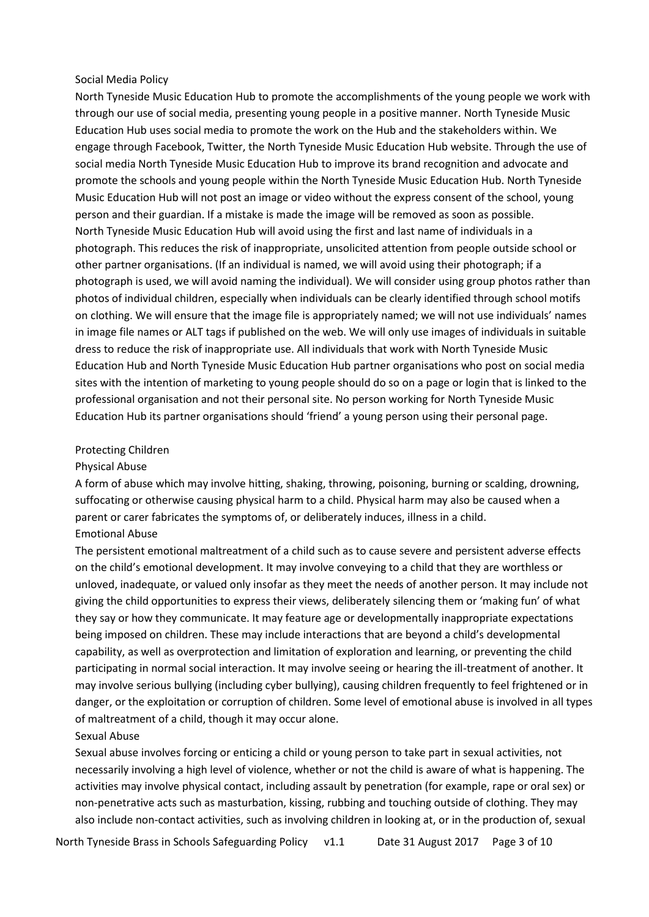## Social Media Policy

North Tyneside Music Education Hub to promote the accomplishments of the young people we work with through our use of social media, presenting young people in a positive manner. North Tyneside Music Education Hub uses social media to promote the work on the Hub and the stakeholders within. We engage through Facebook, Twitter, the North Tyneside Music Education Hub website. Through the use of social media North Tyneside Music Education Hub to improve its brand recognition and advocate and promote the schools and young people within the North Tyneside Music Education Hub. North Tyneside Music Education Hub will not post an image or video without the express consent of the school, young person and their guardian. If a mistake is made the image will be removed as soon as possible.

North Tyneside Music Education Hub will avoid using the first and last name of individuals in a photograph. This reduces the risk of inappropriate, unsolicited attention from people outside school or other partner organisations. (If an individual is named, we will avoid using their photograph; if a photograph is used, we will avoid naming the individual). We will consider using group photos rather than photos of individual children, especially when individuals can be clearly identified through school motifs on clothing. We will ensure that the image file is appropriately named; we will not use individuals' names in image file names or ALT tags if published on the web. We will only use images of individuals in suitable dress to reduce the risk of inappropriate use. All individuals that work with North Tyneside Music Education Hub and North Tyneside Music Education Hub partner organisations who post on social media sites with the intention of marketing to young people should do so on a page or login that is linked to the professional organisation and not their personal site. No person working for North Tyneside Music Education Hub its partner organisations should 'friend' a young person using their personal page.

## Protecting Children

### Physical Abuse

A form of abuse which may involve hitting, shaking, throwing, poisoning, burning or scalding, drowning, suffocating or otherwise causing physical harm to a child. Physical harm may also be caused when a parent or carer fabricates the symptoms of, or deliberately induces, illness in a child.

### Emotional Abuse

The persistent emotional maltreatment of a child such as to cause severe and persistent adverse effects on the child's emotional development. It may involve conveying to a child that they are worthless or unloved, inadequate, or valued only insofar as they meet the needs of another person. It may include not giving the child opportunities to express their views, deliberately silencing them or 'making fun' of what they say or how they communicate. It may feature age or developmentally inappropriate expectations being imposed on children. These may include interactions that are beyond a child's developmental capability, as well as overprotection and limitation of exploration and learning, or preventing the child participating in normal social interaction. It may involve seeing or hearing the ill-treatment of another. It may involve serious bullying (including cyber bullying), causing children frequently to feel frightened or in danger, or the exploitation or corruption of children. Some level of emotional abuse is involved in all types of maltreatment of a child, though it may occur alone.

### Sexual Abuse

Sexual abuse involves forcing or enticing a child or young person to take part in sexual activities, not necessarily involving a high level of violence, whether or not the child is aware of what is happening. The activities may involve physical contact, including assault by penetration (for example, rape or oral sex) or non-penetrative acts such as masturbation, kissing, rubbing and touching outside of clothing. They may also include non-contact activities, such as involving children in looking at, or in the production of, sexual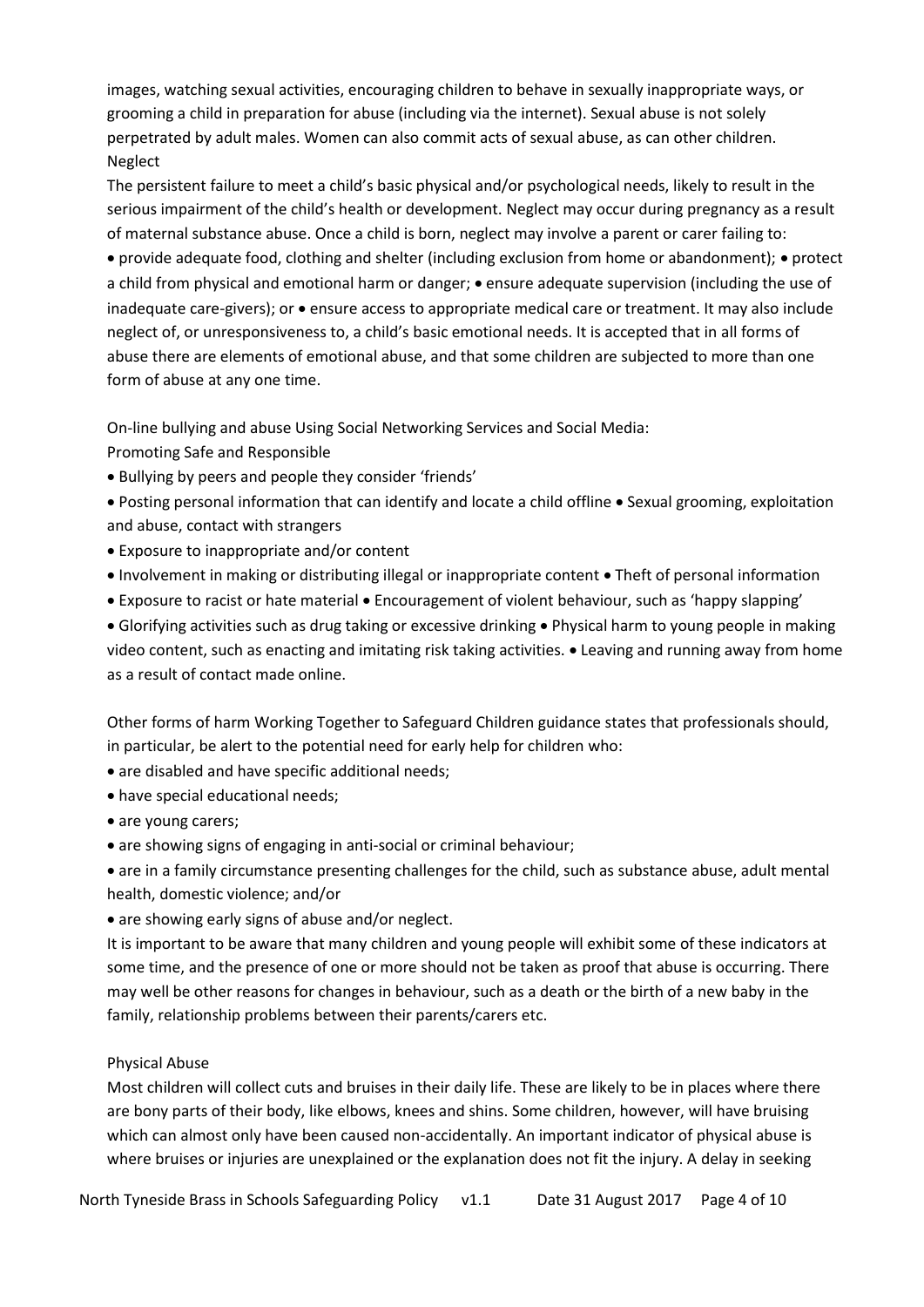images, watching sexual activities, encouraging children to behave in sexually inappropriate ways, or grooming a child in preparation for abuse (including via the internet). Sexual abuse is not solely perpetrated by adult males. Women can also commit acts of sexual abuse, as can other children.

Neglect

The persistent failure to meet a child's basic physical and/or psychological needs, likely to result in the serious impairment of the child's health or development. Neglect may occur during pregnancy as a result of maternal substance abuse. Once a child is born, neglect may involve a parent or carer failing to:

- provide adequate food, clothing and shelter (including exclusion from home or abandonment);
- protect a child from physical and emotional harm or danger;
- ensure adequate supervision (including the use of inadequate care-givers); or
- ensure access to appropriate medical care or treatment.

It may also include neglect of, or unresponsiveness to, a child's basic emotional needs. It is accepted that in all forms of abuse there are elements of emotional abuse, and that some children are subjected to more than one form of abuse at any one time.

On-line bullying and abuse Using Social Networking Services and Social Media:
Promoting Safe and Responsible

- Bullying by peers and people they consider 'friends'
- Posting personal information that can identify and locate a child offline
- Sexual grooming, exploitation and abuse, contact with strangers
- Exposure to inappropriate and/or content
- Involvement in making or distributing illegal or inappropriate content
- Theft of personal information
- Exposure to racist or hate material
- Encouragement of violent behaviour, such as 'happy slapping'
- Glorifying activities such as drug taking or excessive drinking
- Physical harm to young people in making video content, such as enacting and imitating risk taking activities.
- Leaving and running away from home as a result of contact made online.

Other forms of harm Working Together to Safeguard Children guidance states that professionals should, in particular, be alert to the potential need for early help for children who:

- are disabled and have specific additional needs;
- have special educational needs;
- are young carers;
- are showing signs of engaging in anti-social or criminal behaviour;
- are in a family circumstance presenting challenges for the child, such as substance abuse, adult mental health, domestic violence; and/or
- are showing early signs of abuse and/or neglect.

It is important to be aware that many children and young people will exhibit some of these indicators at some time, and the presence of one or more should not be taken as proof that abuse is occurring. There may well be other reasons for changes in behaviour, such as a death or the birth of a new baby in the family, relationship problems between their parents/carers etc.

Physical Abuse

Most children will collect cuts and bruises in their daily life. These are likely to be in places where there are bony parts of their body, like elbows, knees and shins. Some children, however, will have bruising which can almost only have been caused non-accidentally. An important indicator of physical abuse is where bruises or injuries are unexplained or the explanation does not fit the injury. A delay in seeking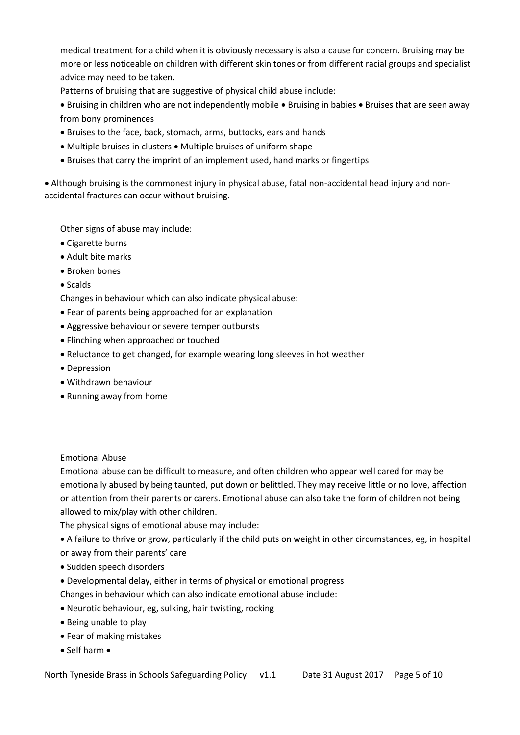medical treatment for a child when it is obviously necessary is also a cause for concern. Bruising may be more or less noticeable on children with different skin tones or from different racial groups and specialist advice may need to be taken.

Patterns of bruising that are suggestive of physical child abuse include:

- Bruising in children who are not independently mobile • Bruising in babies • Bruises that are seen away from bony prominences
- Bruises to the face, back, stomach, arms, buttocks, ears and hands
- Multiple bruises in clusters • Multiple bruises of uniform shape
- Bruises that carry the imprint of an implement used, hand marks or fingertips

- Although bruising is the commonest injury in physical abuse, fatal non-accidental head injury and non-accidental fractures can occur without bruising.

Other signs of abuse may include:

- Cigarette burns
- Adult bite marks
- Broken bones
- Scalds

Changes in behaviour which can also indicate physical abuse:

- Fear of parents being approached for an explanation
- Aggressive behaviour or severe temper outbursts
- Flinching when approached or touched
- Reluctance to get changed, for example wearing long sleeves in hot weather
- Depression
- Withdrawn behaviour
- Running away from home

Emotional Abuse

Emotional abuse can be difficult to measure, and often children who appear well cared for may be emotionally abused by being taunted, put down or belittled. They may receive little or no love, affection or attention from their parents or carers. Emotional abuse can also take the form of children not being allowed to mix/play with other children.

The physical signs of emotional abuse may include:

- A failure to thrive or grow, particularly if the child puts on weight in other circumstances, eg, in hospital or away from their parents' care
- Sudden speech disorders
- Developmental delay, either in terms of physical or emotional progress

Changes in behaviour which can also indicate emotional abuse include:

- Neurotic behaviour, eg, sulking, hair twisting, rocking
- Being unable to play
- Fear of making mistakes
- Self harm •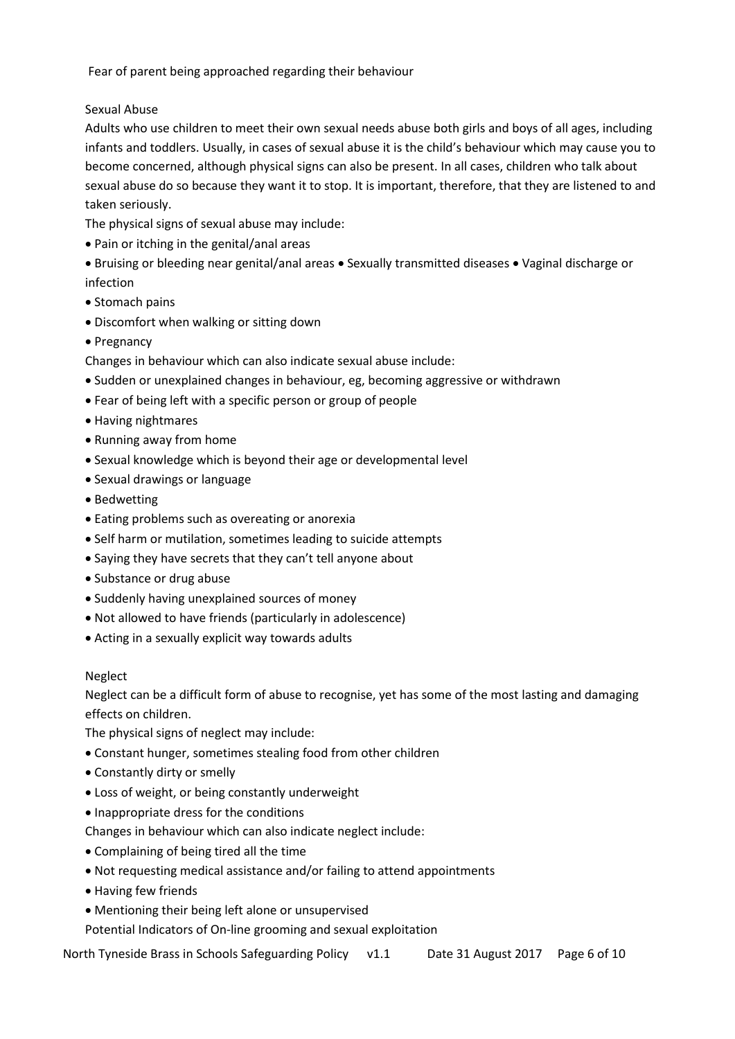Fear of parent being approached regarding their behaviour

## Sexual Abuse

Adults who use children to meet their own sexual needs abuse both girls and boys of all ages, including infants and toddlers. Usually, in cases of sexual abuse it is the child's behaviour which may cause you to become concerned, although physical signs can also be present. In all cases, children who talk about sexual abuse do so because they want it to stop. It is important, therefore, that they are listened to and taken seriously.

The physical signs of sexual abuse may include:

- Pain or itching in the genital/anal areas
- Bruising or bleeding near genital/anal areas
- Sexually transmitted diseases
- Vaginal discharge or infection
- Stomach pains
- Discomfort when walking or sitting down
- Pregnancy

Changes in behaviour which can also indicate sexual abuse include:

- Sudden or unexplained changes in behaviour, eg, becoming aggressive or withdrawn
- Fear of being left with a specific person or group of people
- Having nightmares
- Running away from home
- Sexual knowledge which is beyond their age or developmental level
- Sexual drawings or language
- Bedwetting
- Eating problems such as overeating or anorexia
- Self harm or mutilation, sometimes leading to suicide attempts
- Saying they have secrets that they can't tell anyone about
- Substance or drug abuse
- Suddenly having unexplained sources of money
- Not allowed to have friends (particularly in adolescence)
- Acting in a sexually explicit way towards adults

## Neglect

Neglect can be a difficult form of abuse to recognise, yet has some of the most lasting and damaging effects on children.

The physical signs of neglect may include:

- Constant hunger, sometimes stealing food from other children
- Constantly dirty or smelly
- Loss of weight, or being constantly underweight
- Inappropriate dress for the conditions

Changes in behaviour which can also indicate neglect include:

- Complaining of being tired all the time
- Not requesting medical assistance and/or failing to attend appointments
- Having few friends
- Mentioning their being left alone or unsupervised

Potential Indicators of On-line grooming and sexual exploitation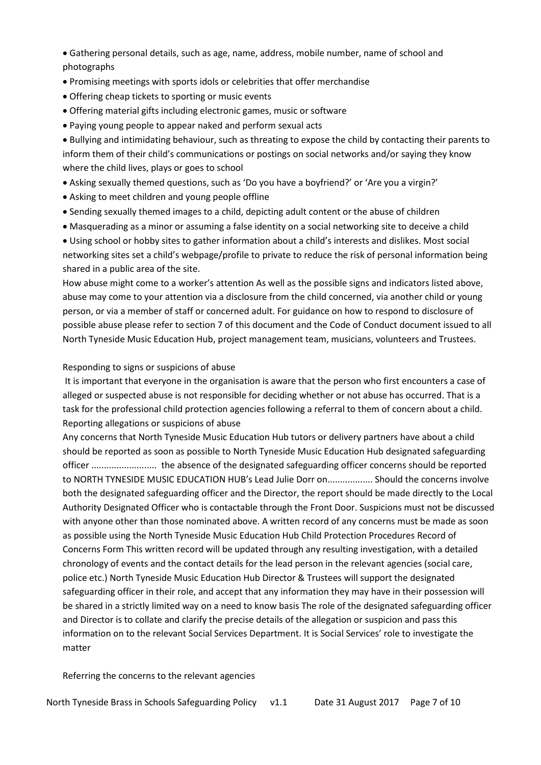- Gathering personal details, such as age, name, address, mobile number, name of school and photographs
- Promising meetings with sports idols or celebrities that offer merchandise
- Offering cheap tickets to sporting or music events
- Offering material gifts including electronic games, music or software
- Paying young people to appear naked and perform sexual acts
- Bullying and intimidating behaviour, such as threating to expose the child by contacting their parents to inform them of their child's communications or postings on social networks and/or saying they know where the child lives, plays or goes to school
- Asking sexually themed questions, such as 'Do you have a boyfriend?' or 'Are you a virgin?'
- Asking to meet children and young people offline
- Sending sexually themed images to a child, depicting adult content or the abuse of children
- Masquerading as a minor or assuming a false identity on a social networking site to deceive a child
- Using school or hobby sites to gather information about a child's interests and dislikes. Most social networking sites set a child's webpage/profile to private to reduce the risk of personal information being shared in a public area of the site.

How abuse might come to a worker's attention As well as the possible signs and indicators listed above, abuse may come to your attention via a disclosure from the child concerned, via another child or young person, or via a member of staff or concerned adult. For guidance on how to respond to disclosure of possible abuse please refer to section 7 of this document and the Code of Conduct document issued to all North Tyneside Music Education Hub, project management team, musicians, volunteers and Trustees.

Responding to signs or suspicions of abuse

It is important that everyone in the organisation is aware that the person who first encounters a case of alleged or suspected abuse is not responsible for deciding whether or not abuse has occurred. That is a task for the professional child protection agencies following a referral to them of concern about a child.

Reporting allegations or suspicions of abuse

Any concerns that North Tyneside Music Education Hub tutors or delivery partners have about a child should be reported as soon as possible to North Tyneside Music Education Hub designated safeguarding officer .......................... the absence of the designated safeguarding officer concerns should be reported to NORTH TYNESIDE MUSIC EDUCATION HUB's Lead Julie Dorr on.................. Should the concerns involve both the designated safeguarding officer and the Director, the report should be made directly to the Local Authority Designated Officer who is contactable through the Front Door. Suspicions must not be discussed with anyone other than those nominated above. A written record of any concerns must be made as soon as possible using the North Tyneside Music Education Hub Child Protection Procedures Record of Concerns Form This written record will be updated through any resulting investigation, with a detailed chronology of events and the contact details for the lead person in the relevant agencies (social care, police etc.) North Tyneside Music Education Hub Director & Trustees will support the designated safeguarding officer in their role, and accept that any information they may have in their possession will be shared in a strictly limited way on a need to know basis The role of the designated safeguarding officer and Director is to collate and clarify the precise details of the allegation or suspicion and pass this information on to the relevant Social Services Department. It is Social Services' role to investigate the matter

Referring the concerns to the relevant agencies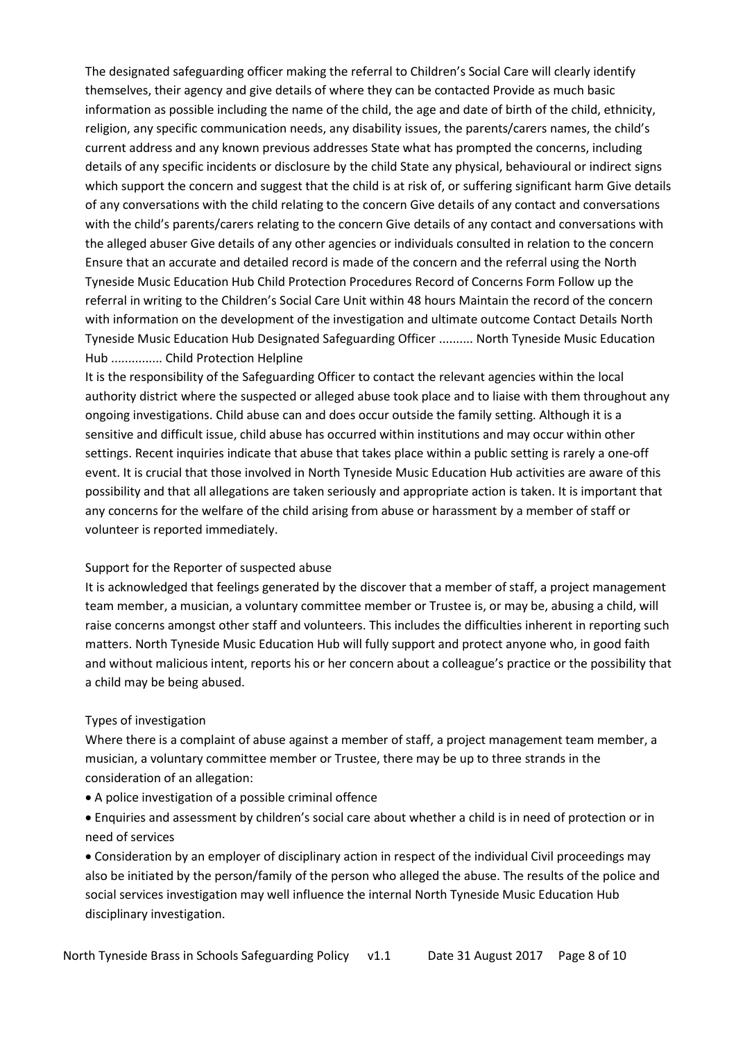The designated safeguarding officer making the referral to Children's Social Care will clearly identify themselves, their agency and give details of where they can be contacted Provide as much basic information as possible including the name of the child, the age and date of birth of the child, ethnicity, religion, any specific communication needs, any disability issues, the parents/carers names, the child's current address and any known previous addresses State what has prompted the concerns, including details of any specific incidents or disclosure by the child State any physical, behavioural or indirect signs which support the concern and suggest that the child is at risk of, or suffering significant harm Give details of any conversations with the child relating to the concern Give details of any contact and conversations with the child's parents/carers relating to the concern Give details of any contact and conversations with the alleged abuser Give details of any other agencies or individuals consulted in relation to the concern Ensure that an accurate and detailed record is made of the concern and the referral using the North Tyneside Music Education Hub Child Protection Procedures Record of Concerns Form Follow up the referral in writing to the Children's Social Care Unit within 48 hours Maintain the record of the concern with information on the development of the investigation and ultimate outcome Contact Details North Tyneside Music Education Hub Designated Safeguarding Officer .......... North Tyneside Music Education Hub ............... Child Protection Helpline

It is the responsibility of the Safeguarding Officer to contact the relevant agencies within the local authority district where the suspected or alleged abuse took place and to liaise with them throughout any ongoing investigations. Child abuse can and does occur outside the family setting. Although it is a sensitive and difficult issue, child abuse has occurred within institutions and may occur within other settings. Recent inquiries indicate that abuse that takes place within a public setting is rarely a one-off event. It is crucial that those involved in North Tyneside Music Education Hub activities are aware of this possibility and that all allegations are taken seriously and appropriate action is taken. It is important that any concerns for the welfare of the child arising from abuse or harassment by a member of staff or volunteer is reported immediately.

Support for the Reporter of suspected abuse

It is acknowledged that feelings generated by the discover that a member of staff, a project management team member, a musician, a voluntary committee member or Trustee is, or may be, abusing a child, will raise concerns amongst other staff and volunteers. This includes the difficulties inherent in reporting such matters. North Tyneside Music Education Hub will fully support and protect anyone who, in good faith and without malicious intent, reports his or her concern about a colleague's practice or the possibility that a child may be being abused.

Types of investigation

Where there is a complaint of abuse against a member of staff, a project management team member, a musician, a voluntary committee member or Trustee, there may be up to three strands in the consideration of an allegation:

- A police investigation of a possible criminal offence
- Enquiries and assessment by children's social care about whether a child is in need of protection or in need of services
- Consideration by an employer of disciplinary action in respect of the individual Civil proceedings may also be initiated by the person/family of the person who alleged the abuse. The results of the police and social services investigation may well influence the internal North Tyneside Music Education Hub disciplinary investigation.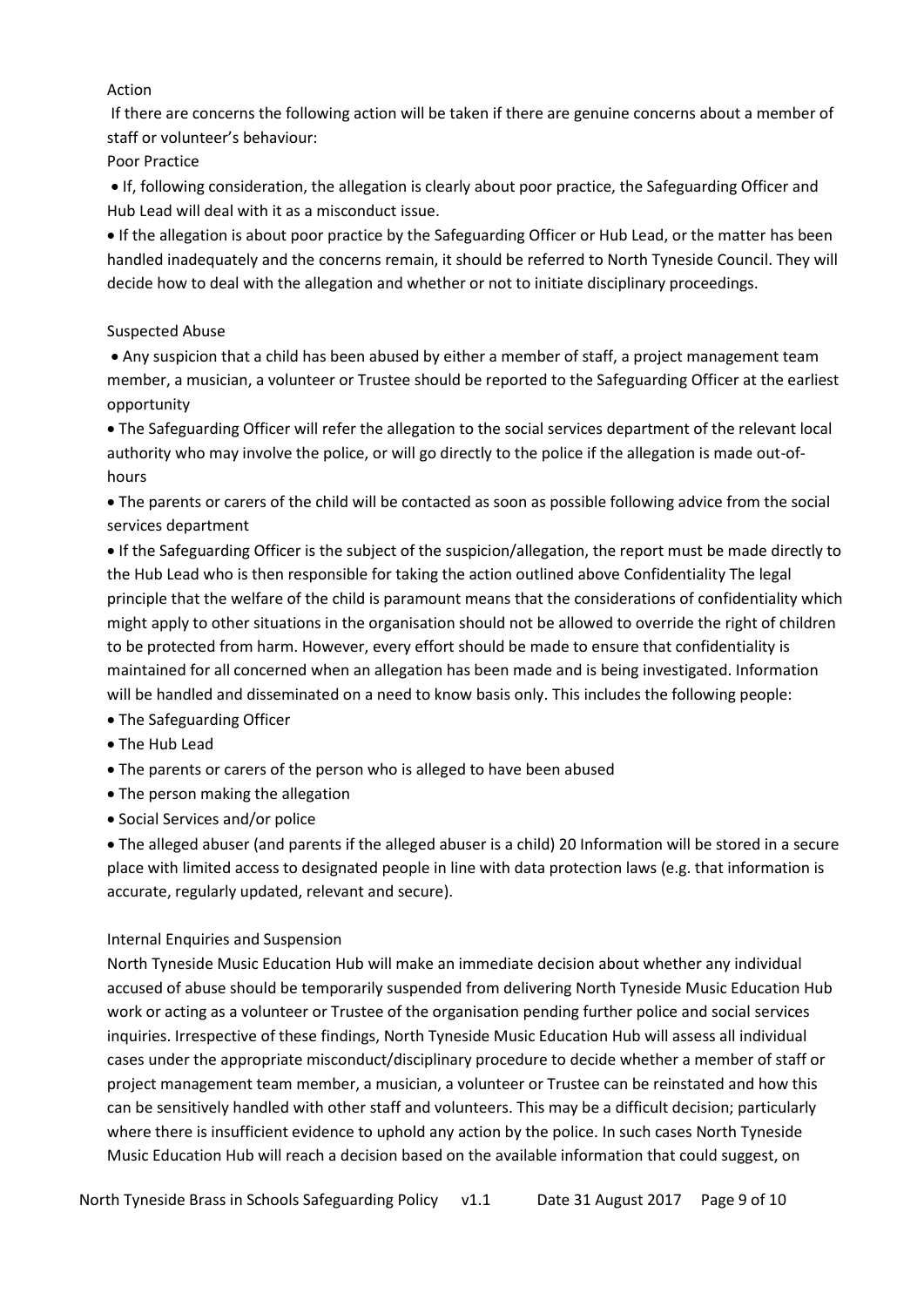Action

If there are concerns the following action will be taken if there are genuine concerns about a member of staff or volunteer's behaviour:

Poor Practice

- If, following consideration, the allegation is clearly about poor practice, the Safeguarding Officer and Hub Lead will deal with it as a misconduct issue.
- If the allegation is about poor practice by the Safeguarding Officer or Hub Lead, or the matter has been handled inadequately and the concerns remain, it should be referred to North Tyneside Council. They will decide how to deal with the allegation and whether or not to initiate disciplinary proceedings.

Suspected Abuse

- Any suspicion that a child has been abused by either a member of staff, a project management team member, a musician, a volunteer or Trustee should be reported to the Safeguarding Officer at the earliest opportunity
- The Safeguarding Officer will refer the allegation to the social services department of the relevant local authority who may involve the police, or will go directly to the police if the allegation is made out-of-hours
- The parents or carers of the child will be contacted as soon as possible following advice from the social services department
- If the Safeguarding Officer is the subject of the suspicion/allegation, the report must be made directly to the Hub Lead who is then responsible for taking the action outlined above Confidentiality The legal principle that the welfare of the child is paramount means that the considerations of confidentiality which might apply to other situations in the organisation should not be allowed to override the right of children to be protected from harm. However, every effort should be made to ensure that confidentiality is maintained for all concerned when an allegation has been made and is being investigated. Information will be handled and disseminated on a need to know basis only. This includes the following people:
- The Safeguarding Officer
- The Hub Lead
- The parents or carers of the person who is alleged to have been abused
- The person making the allegation
- Social Services and/or police
- The alleged abuser (and parents if the alleged abuser is a child) 20 Information will be stored in a secure place with limited access to designated people in line with data protection laws (e.g. that information is accurate, regularly updated, relevant and secure).

Internal Enquiries and Suspension

North Tyneside Music Education Hub will make an immediate decision about whether any individual accused of abuse should be temporarily suspended from delivering North Tyneside Music Education Hub work or acting as a volunteer or Trustee of the organisation pending further police and social services inquiries. Irrespective of these findings, North Tyneside Music Education Hub will assess all individual cases under the appropriate misconduct/disciplinary procedure to decide whether a member of staff or project management team member, a musician, a volunteer or Trustee can be reinstated and how this can be sensitively handled with other staff and volunteers. This may be a difficult decision; particularly where there is insufficient evidence to uphold any action by the police. In such cases North Tyneside Music Education Hub will reach a decision based on the available information that could suggest, on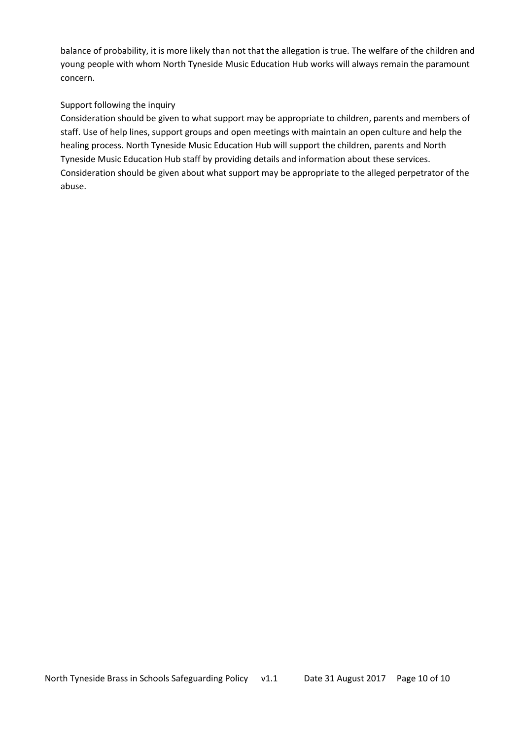balance of probability, it is more likely than not that the allegation is true. The welfare of the children and young people with whom North Tyneside Music Education Hub works will always remain the paramount concern.

Support following the inquiry

Consideration should be given to what support may be appropriate to children, parents and members of staff. Use of help lines, support groups and open meetings with maintain an open culture and help the healing process. North Tyneside Music Education Hub will support the children, parents and North Tyneside Music Education Hub staff by providing details and information about these services. Consideration should be given about what support may be appropriate to the alleged perpetrator of the abuse.